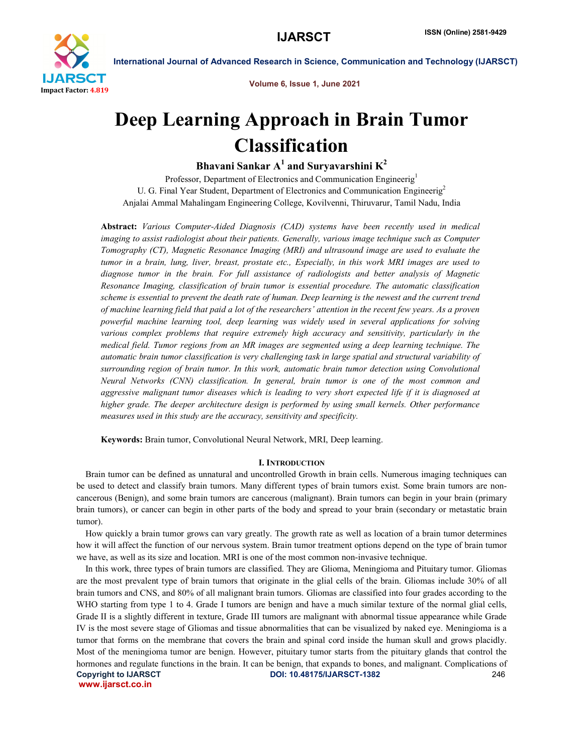# Deep Learning Approach in Brain Tumor Classification

**Bhavani Sankar A[1] and Suryavarshini K[2]**

Professor, Department of Electronics and Communication Engineerig[1]

U. G. Final Year Student, Department of Electronics and Communication Engineerig[2]

Anjalai Ammal Mahalingam Engineering College, Kovilvenni, Thiruvarur, Tamil Nadu, India

**Abstract:** *Various Computer-Aided Diagnosis (CAD) systems have been recently used in medical imaging to assist radiologist about their patients. Generally, various image technique such as Computer Tomography (CT), Magnetic Resonance Imaging (MRI) and ultrasound image are used to evaluate the tumor in a brain, lung, liver, breast, prostate etc., Especially, in this work MRI images are used to diagnose tumor in the brain. For full assistance of radiologists and better analysis of Magnetic Resonance Imaging, classification of brain tumor is essential procedure. The automatic classification scheme is essential to prevent the death rate of human. Deep learning is the newest and the current trend of machine learning field that paid a lot of the researchers' attention in the recent few years. As a proven powerful machine learning tool, deep learning was widely used in several applications for solving various complex problems that require extremely high accuracy and sensitivity, particularly in the medical field. Tumor regions from an MR images are segmented using a deep learning technique. The automatic brain tumor classification is very challenging task in large spatial and structural variability of surrounding region of brain tumor. In this work, automatic brain tumor detection using Convolutional Neural Networks (CNN) classification. In general, brain tumor is one of the most common and aggressive malignant tumor diseases which is leading to very short expected life if it is diagnosed at higher grade. The deeper architecture design is performed by using small kernels. Other performance measures used in this study are the accuracy, sensitivity and specificity.*

**Keywords:** Brain tumor, Convolutional Neural Network, MRI, Deep learning.

## I. Introduction

Brain tumor can be defined as unnatural and uncontrolled Growth in brain cells. Numerous imaging techniques can be used to detect and classify brain tumors. Many different types of brain tumors exist. Some brain tumors are non-cancerous (Benign), and some brain tumors are cancerous (malignant). Brain tumors can begin in your brain (primary brain tumors), or cancer can begin in other parts of the body and spread to your brain (secondary or metastatic brain tumor).

How quickly a brain tumor grows can vary greatly. The growth rate as well as location of a brain tumor determines how it will affect the function of our nervous system. Brain tumor treatment options depend on the type of brain tumor we have, as well as its size and location. MRI is one of the most common non-invasive technique.

In this work, three types of brain tumors are classified. They are Glioma, Meningioma and Pituitary tumor. Gliomas are the most prevalent type of brain tumors that originate in the glial cells of the brain. Gliomas include 30% of all brain tumors and CNS, and 80% of all malignant brain tumors. Gliomas are classified into four grades according to the WHO starting from type 1 to 4. Grade I tumors are benign and have a much similar texture of the normal glial cells, Grade II is a slightly different in texture, Grade III tumors are malignant with abnormal tissue appearance while Grade IV is the most severe stage of Gliomas and tissue abnormalities that can be visualized by naked eye. Meningioma is a tumor that forms on the membrane that covers the brain and spinal cord inside the human skull and grows placidly. Most of the meningioma tumor are benign. However, pituitary tumor starts from the pituitary glands that control the hormones and regulate functions in the brain. It can be benign, that expands to bones, and malignant. Complications of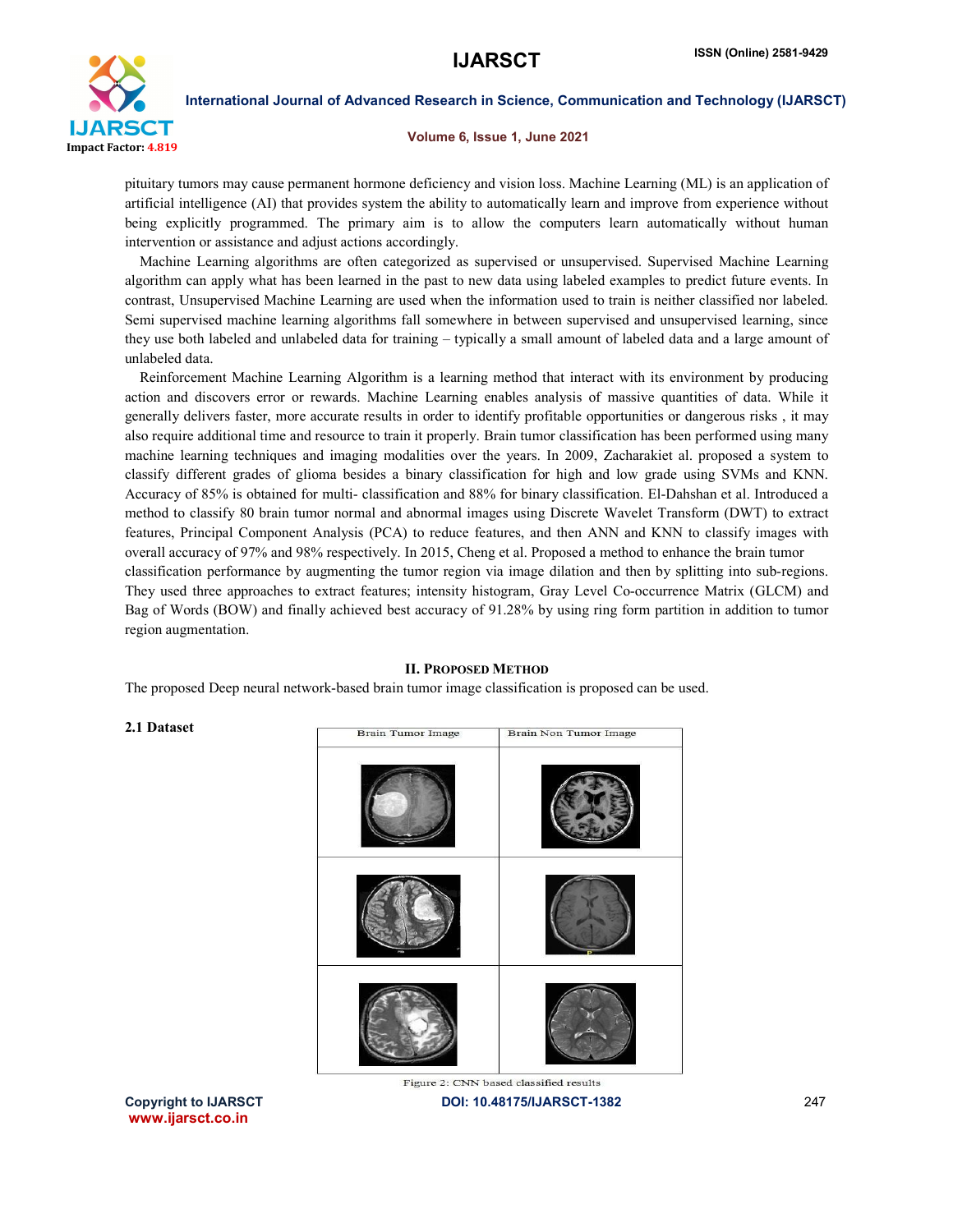pituitary tumors may cause permanent hormone deficiency and vision loss. Machine Learning (ML) is an application of artificial intelligence (AI) that provides system the ability to automatically learn and improve from experience without being explicitly programmed. The primary aim is to allow the computers learn automatically without human intervention or assistance and adjust actions accordingly.

Machine Learning algorithms are often categorized as supervised or unsupervised. Supervised Machine Learning algorithm can apply what has been learned in the past to new data using labeled examples to predict future events. In contrast, Unsupervised Machine Learning are used when the information used to train is neither classified nor labeled. Semi supervised machine learning algorithms fall somewhere in between supervised and unsupervised learning, since they use both labeled and unlabeled data for training – typically a small amount of labeled data and a large amount of unlabeled data.

Reinforcement Machine Learning Algorithm is a learning method that interact with its environment by producing action and discovers error or rewards. Machine Learning enables analysis of massive quantities of data. While it generally delivers faster, more accurate results in order to identify profitable opportunities or dangerous risks , it may also require additional time and resource to train it properly. Brain tumor classification has been performed using many machine learning techniques and imaging modalities over the years. In 2009, Zacharakiet al. proposed a system to classify different grades of glioma besides a binary classification for high and low grade using SVMs and KNN. Accuracy of 85% is obtained for multi- classification and 88% for binary classification. El-Dahshan et al. Introduced a method to classify 80 brain tumor normal and abnormal images using Discrete Wavelet Transform (DWT) to extract features, Principal Component Analysis (PCA) to reduce features, and then ANN and KNN to classify images with overall accuracy of 97% and 98% respectively. In 2015, Cheng et al. Proposed a method to enhance the brain tumor classification performance by augmenting the tumor region via image dilation and then by splitting into sub-regions. They used three approaches to extract features; intensity histogram, Gray Level Co-occurrence Matrix (GLCM) and Bag of Words (BOW) and finally achieved best accuracy of 91.28% by using ring form partition in addition to tumor region augmentation.

## II. Proposed Method

The proposed Deep neural network-based brain tumor image classification is proposed can be used.

### 2.1 Dataset

| Brain Tumor Image | Brain Non Tumor Image |
|---|---|
| | |
| | |
| | |

Figure 2: CNN based classified results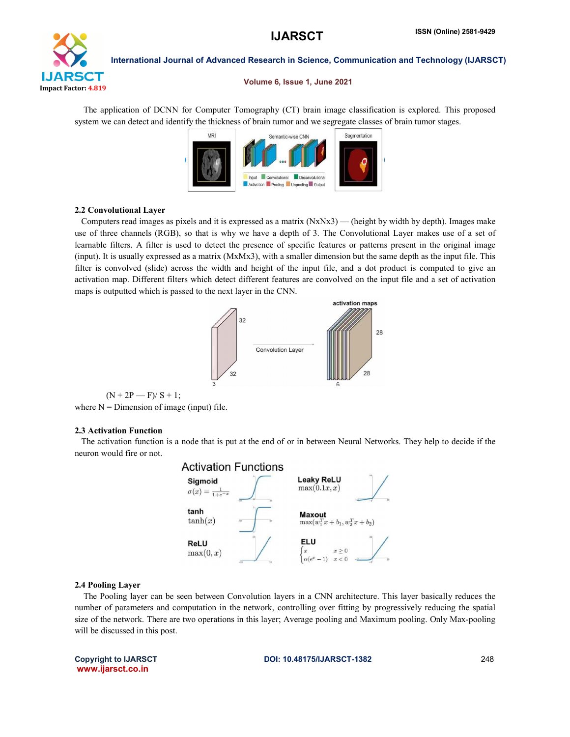The application of DCNN for Computer Tomography (CT) brain image classification is explored. This proposed system we can detect and identify the thickness of brain tumor and we segregate classes of brain tumor stages.

### 2.2 Convolutional Layer

Computers read images as pixels and it is expressed as a matrix (NxNx3) — (height by width by depth). Images make use of three channels (RGB), so that is why we have a depth of 3. The Convolutional Layer makes use of a set of learnable filters. A filter is used to detect the presence of specific features or patterns present in the original image (input). It is usually expressed as a matrix (MxMx3), with a smaller dimension but the same depth as the input file. This filter is convolved (slide) across the width and height of the input file, and a dot product is computed to give an activation map. Different filters which detect different features are convolved on the input file and a set of activation maps is outputted which is passed to the next layer in the CNN.

$(N + 2P — F)/ S + 1;$

where N = Dimension of image (input) file.

### 2.3 Activation Function

The activation function is a node that is put at the end of or in between Neural Networks. They help to decide if the neuron would fire or not.

### 2.4 Pooling Layer

The Pooling layer can be seen between Convolution layers in a CNN architecture. This layer basically reduces the number of parameters and computation in the network, controlling over fitting by progressively reducing the spatial size of the network. There are two operations in this layer; Average pooling and Maximum pooling. Only Max-pooling will be discussed in this post.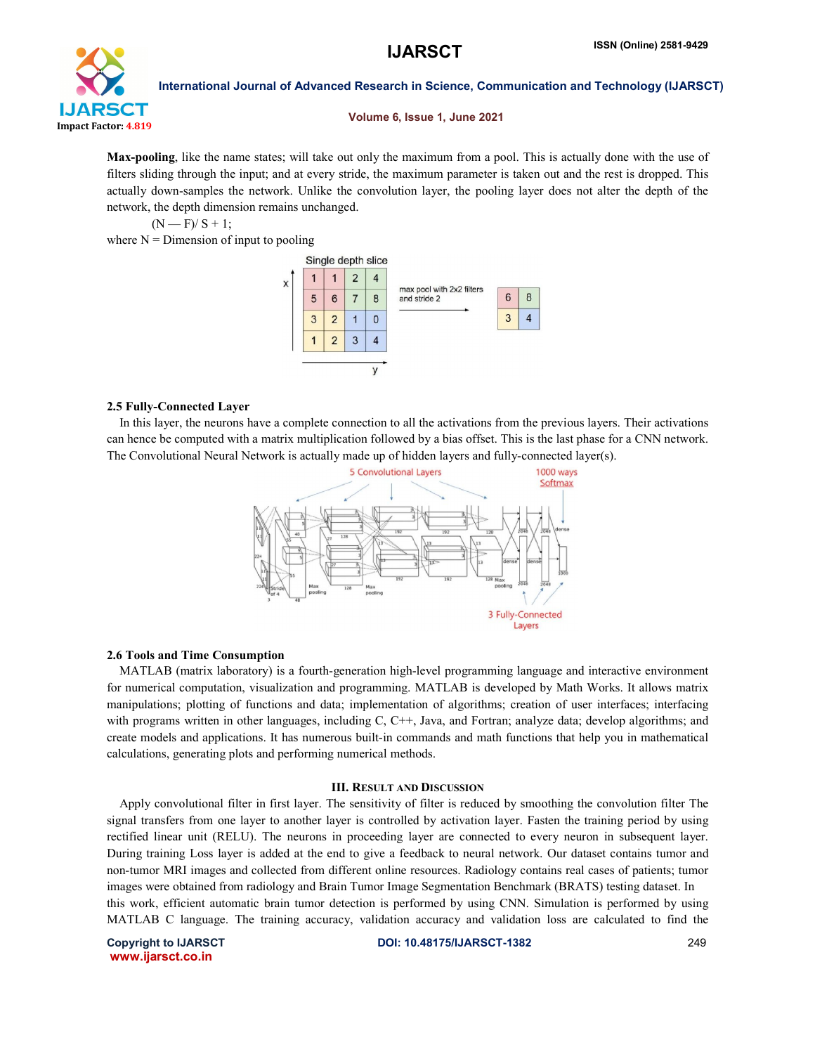**Max-pooling**, like the name states; will take out only the maximum from a pool. This is actually done with the use of filters sliding through the input; and at every stride, the maximum parameter is taken out and the rest is dropped. This actually down-samples the network. Unlike the convolution layer, the pooling layer does not alter the depth of the network, the depth dimension remains unchanged.

$$(N - F)/S + 1;$$

where N = Dimension of input to pooling

### 2.5 Fully-Connected Layer

In this layer, the neurons have a complete connection to all the activations from the previous layers. Their activations can hence be computed with a matrix multiplication followed by a bias offset. This is the last phase for a CNN network. The Convolutional Neural Network is actually made up of hidden layers and fully-connected layer(s).

### 2.6 Tools and Time Consumption

MATLAB (matrix laboratory) is a fourth-generation high-level programming language and interactive environment for numerical computation, visualization and programming. MATLAB is developed by Math Works. It allows matrix manipulations; plotting of functions and data; implementation of algorithms; creation of user interfaces; interfacing with programs written in other languages, including C, C++, Java, and Fortran; analyze data; develop algorithms; and create models and applications. It has numerous built-in commands and math functions that help you in mathematical calculations, generating plots and performing numerical methods.

## III. Result and Discussion

Apply convolutional filter in first layer. The sensitivity of filter is reduced by smoothing the convolution filter The signal transfers from one layer to another layer is controlled by activation layer. Fasten the training period by using rectified linear unit (RELU). The neurons in proceeding layer are connected to every neuron in subsequent layer. During training Loss layer is added at the end to give a feedback to neural network. Our dataset contains tumor and non-tumor MRI images and collected from different online resources. Radiology contains real cases of patients; tumor images were obtained from radiology and Brain Tumor Image Segmentation Benchmark (BRATS) testing dataset. In this work, efficient automatic brain tumor detection is performed by using CNN. Simulation is performed by using MATLAB C language. The training accuracy, validation accuracy and validation loss are calculated to find the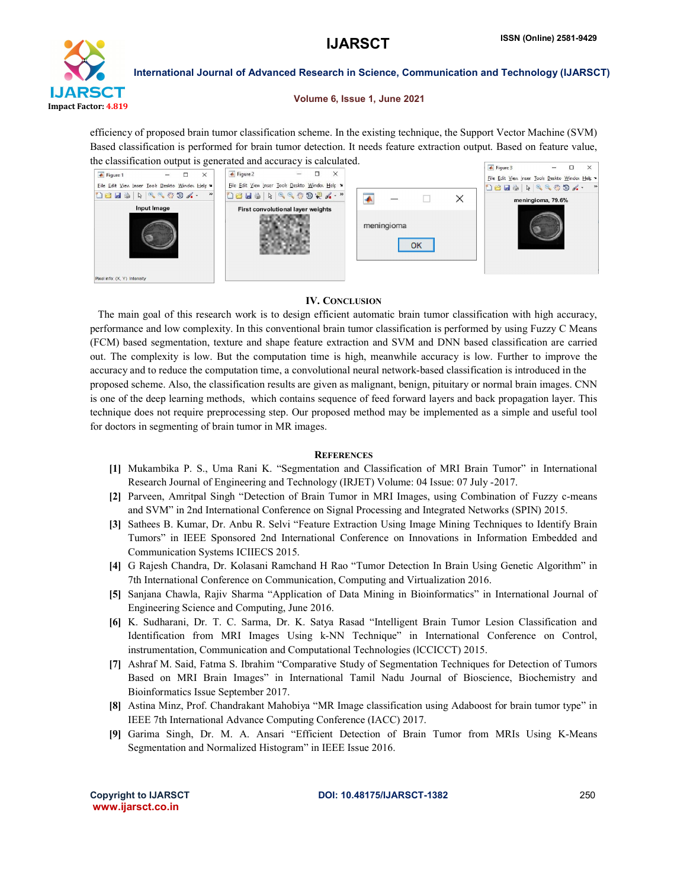efficiency of proposed brain tumor classification scheme. In the existing technique, the Support Vector Machine (SVM) Based classification is performed for brain tumor detection. It needs feature extraction output. Based on feature value, the classification output is generated and accuracy is calculated.

## IV. CONCLUSION

The main goal of this research work is to design efficient automatic brain tumor classification with high accuracy, performance and low complexity. In this conventional brain tumor classification is performed by using Fuzzy C Means (FCM) based segmentation, texture and shape feature extraction and SVM and DNN based classification are carried out. The complexity is low. But the computation time is high, meanwhile accuracy is low. Further to improve the accuracy and to reduce the computation time, a convolutional neural network-based classification is introduced in the proposed scheme. Also, the classification results are given as malignant, benign, pituitary or normal brain images. CNN is one of the deep learning methods, which contains sequence of feed forward layers and back propagation layer. This technique does not require preprocessing step. Our proposed method may be implemented as a simple and useful tool for doctors in segmenting of brain tumor in MR images.

## REFERENCES

[1] Mukambika P. S., Uma Rani K. "Segmentation and Classification of MRI Brain Tumor" in International Research Journal of Engineering and Technology (IRJET) Volume: 04 Issue: 07 July -2017.

[2] Parveen, Amritpal Singh "Detection of Brain Tumor in MRI Images, using Combination of Fuzzy c-means and SVM" in 2nd International Conference on Signal Processing and Integrated Networks (SPIN) 2015.

[3] Sathees B. Kumar, Dr. Anbu R. Selvi "Feature Extraction Using Image Mining Techniques to Identify Brain Tumors" in IEEE Sponsored 2nd International Conference on Innovations in Information Embedded and Communication Systems ICIIECS 2015.

[4] G Rajesh Chandra, Dr. Kolasani Ramchand H Rao "Tumor Detection In Brain Using Genetic Algorithm" in 7th International Conference on Communication, Computing and Virtualization 2016.

[5] Sanjana Chawla, Rajiv Sharma "Application of Data Mining in Bioinformatics" in International Journal of Engineering Science and Computing, June 2016.

[6] K. Sudharani, Dr. T. C. Sarma, Dr. K. Satya Rasad "Intelligent Brain Tumor Lesion Classification and Identification from MRI Images Using k-NN Technique" in International Conference on Control, instrumentation, Communication and Computational Technologies (ICCICCT) 2015.

[7] Ashraf M. Said, Fatma S. Ibrahim "Comparative Study of Segmentation Techniques for Detection of Tumors Based on MRI Brain Images" in International Tamil Nadu Journal of Bioscience, Biochemistry and Bioinformatics Issue September 2017.

[8] Astina Minz, Prof. Chandrakant Mahobiya "MR Image classification using Adaboost for brain tumor type" in IEEE 7th International Advance Computing Conference (IACC) 2017.

[9] Garima Singh, Dr. M. A. Ansari "Efficient Detection of Brain Tumor from MRIs Using K-Means Segmentation and Normalized Histogram" in IEEE Issue 2016.